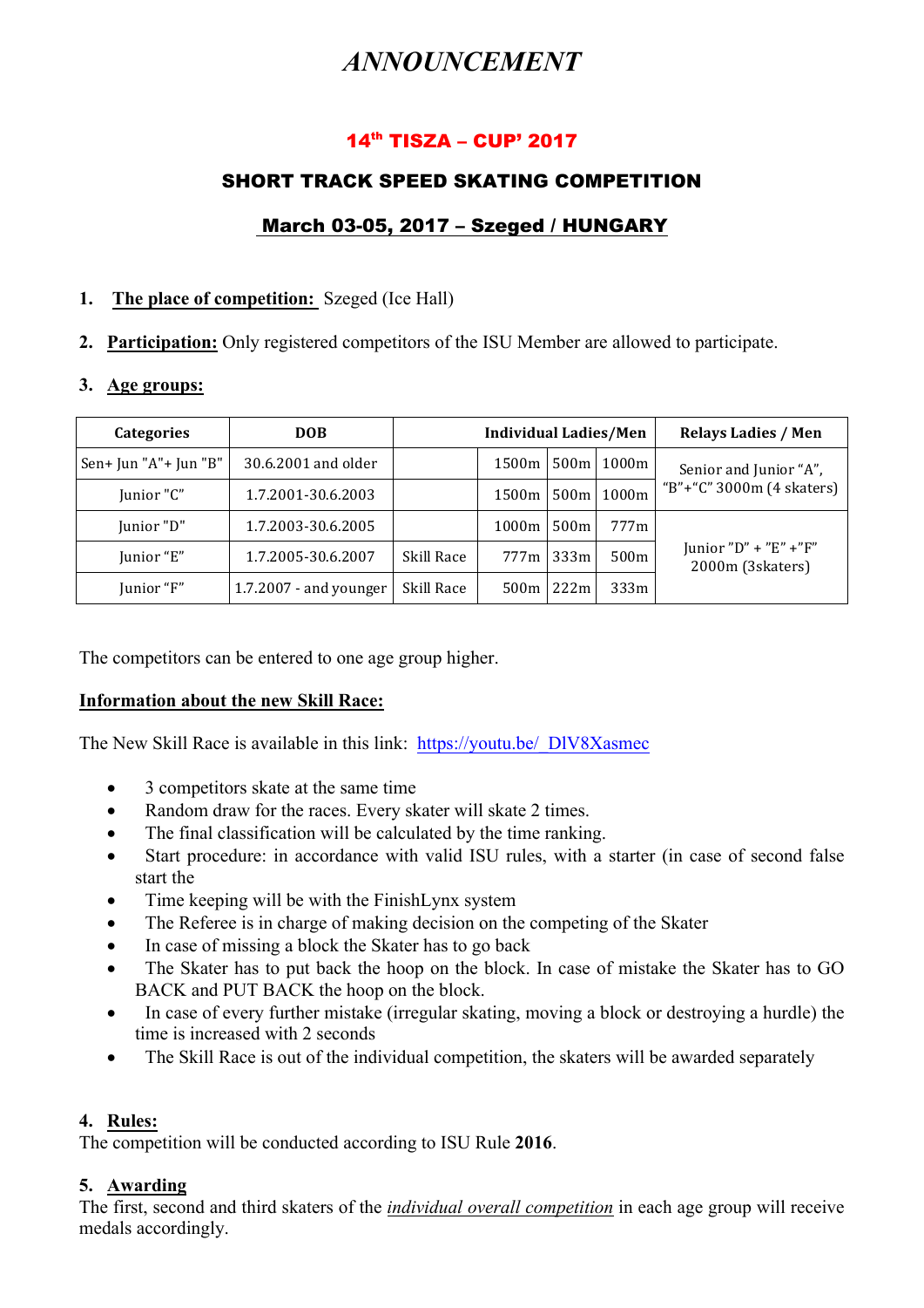# *ANNOUNCEMENT*

## 14th TISZA – CUP' 2017

### SHORT TRACK SPEED SKATING COMPETITION

### March 03-05, 2017 – Szeged / HUNGARY

1. **The place of competition:** Szeged (Ice Hall)

2. **Participation:** Only registered competitors of the ISU Member are allowed to participate.

3. **Age groups:**

| Categories | DOB | Individual Ladies/Men | | | | Relays Ladies / Men |
|---|---|---|---|---|---|---|
| Sen+ Jun "A"+ Jun "B" | 30.6.2001 and older | | 1500m | 500m | 1000m | Senior and Junior "A", "B"+"C" 3000m (4 skaters) |
| Junior "C" | 1.7.2001-30.6.2003 | | 1500m | 500m | 1000m | |
| Junior "D" | 1.7.2003-30.6.2005 | | 1000m | 500m | 777m | Junior "D" + "E" +"F" 2000m (3skaters) |
| Junior "E" | 1.7.2005-30.6.2007 | Skill Race | 777m | 333m | 500m | |
| Junior "F" | 1.7.2007 - and younger | Skill Race | 500m | 222m | 333m | |

The competitors can be entered to one age group higher.

**Information about the new Skill Race:**

The New Skill Race is available in this link: https://youtu.be/_DlV8Xasmec

- 3 competitors skate at the same time
- Random draw for the races. Every skater will skate 2 times.
- The final classification will be calculated by the time ranking.
- Start procedure: in accordance with valid ISU rules, with a starter (in case of second false start the
- Time keeping will be with the FinishLynx system
- The Referee is in charge of making decision on the competing of the Skater
- In case of missing a block the Skater has to go back
- The Skater has to put back the hoop on the block. In case of mistake the Skater has to GO BACK and PUT BACK the hoop on the block.
- In case of every further mistake (irregular skating, moving a block or destroying a hurdle) the time is increased with 2 seconds
- The Skill Race is out of the individual competition, the skaters will be awarded separately

4. **Rules:**

The competition will be conducted according to ISU Rule **2016**.

5. **Awarding**

The first, second and third skaters of the ***individual overall competition*** in each age group will receive medals accordingly.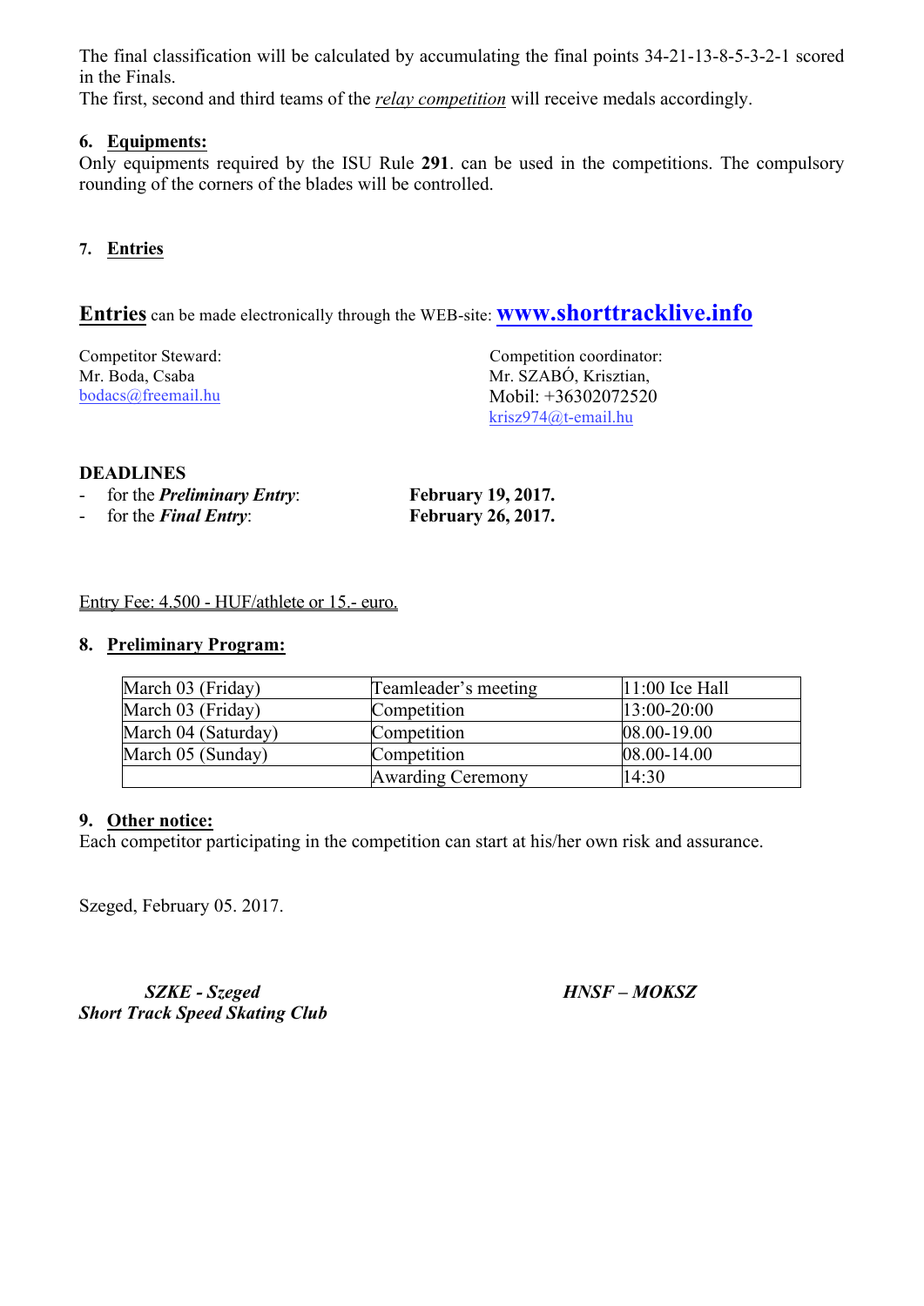The final classification will be calculated by accumulating the final points 34-21-13-8-5-3-2-1 scored in the Finals.
The first, second and third teams of the *relay competition* will receive medals accordingly.

## 6. Equipments:

Only equipments required by the ISU Rule **291**. can be used in the competitions. The compulsory rounding of the corners of the blades will be controlled.

## 7. Entries

**Entries** can be made electronically through the WEB-site: **www.shorttracklive.info**

Competitor Steward:
Mr. Boda, Csaba
bodacs@freemail.hu

Competition coordinator:
Mr. SZABÓ, Krisztian,
Mobil: +36302072520
krisz974@t-email.hu

**DEADLINES**

- for the ***Preliminary Entry***: **February 19, 2017.**
- for the ***Final Entry***: **February 26, 2017.**

Entry Fee: 4.500 - HUF/athlete or 15.- euro.

## 8. Preliminary Program:

| | | |
|---|---|---|
| March 03 (Friday) | Teamleader's meeting | 11:00 Ice Hall |
| March 03 (Friday) | Competition | 13:00-20:00 |
| March 04 (Saturday) | Competition | 08.00-19.00 |
| March 05 (Sunday) | Competition | 08.00-14.00 |
| | Awarding Ceremony | 14:30 |

## 9. Other notice:

Each competitor participating in the competition can start at his/her own risk and assurance.

Szeged, February 05. 2017.

***SZKE - Szeged***
***Short Track Speed Skating Club***

***HNSF – MOKSZ***